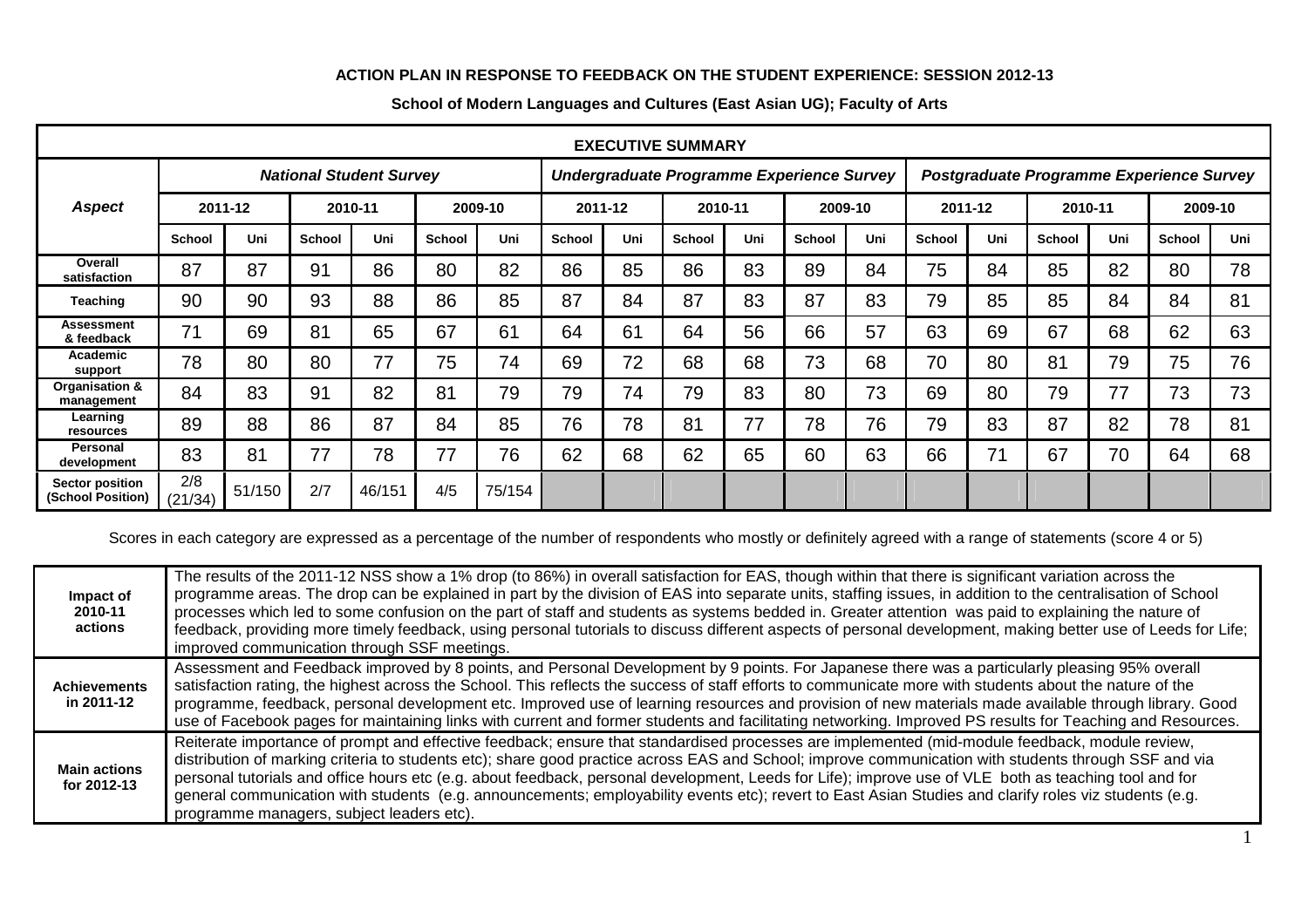**ACTION PLAN IN RESPONSE TO FEEDBACK ON THE STUDENT EXPERIENCE: SESSION 2012-13**

**School of Modern Languages and Cultures (East Asian UG); Faculty of Arts**

| EXECUTIVE SUMMARY | | | | | | | | | | | | | | | | | | |
|---|---|---|---|---|---|---|---|---|---|---|---|---|---|---|---|---|---|---|
| ***Aspect*** | ***National Student Survey*** | | | | | | ***Undergraduate Programme Experience Survey*** | | | | | | ***Postgraduate Programme Experience Survey*** | | | | | |
| | **2011-12** | | **2010-11** | | **2009-10** | | **2011-12** | | **2010-11** | | **2009-10** | | **2011-12** | | **2010-11** | | **2009-10** | |
| | **School** | **Uni** | **School** | **Uni** | **School** | **Uni** | **School** | **Uni** | **School** | **Uni** | **School** | **Uni** | **School** | **Uni** | **School** | **Uni** | **School** | **Uni** |
| **Overall satisfaction** | 87 | 87 | 91 | 86 | 80 | 82 | 86 | 85 | 86 | 83 | 89 | 84 | 75 | 84 | 85 | 82 | 80 | 78 |
| **Teaching** | 90 | 90 | 93 | 88 | 86 | 85 | 87 | 84 | 87 | 83 | 87 | 83 | 79 | 85 | 85 | 84 | 84 | 81 |
| **Assessment & feedback** | 71 | 69 | 81 | 65 | 67 | 61 | 64 | 61 | 64 | 56 | 66 | 57 | 63 | 69 | 67 | 68 | 62 | 63 |
| **Academic support** | 78 | 80 | 80 | 77 | 75 | 74 | 69 | 72 | 68 | 68 | 73 | 68 | 70 | 80 | 81 | 79 | 75 | 76 |
| **Organisation & management** | 84 | 83 | 91 | 82 | 81 | 79 | 79 | 74 | 79 | 83 | 80 | 73 | 69 | 80 | 79 | 77 | 73 | 73 |
| **Learning resources** | 89 | 88 | 86 | 87 | 84 | 85 | 76 | 78 | 81 | 77 | 78 | 76 | 79 | 83 | 87 | 82 | 78 | 81 |
| **Personal development** | 83 | 81 | 77 | 78 | 77 | 76 | 62 | 68 | 62 | 65 | 60 | 63 | 66 | 71 | 67 | 70 | 64 | 68 |
| **Sector position (School Position)** | 2/8 (21/34) | 51/150 | 2/7 | 46/151 | 4/5 | 75/154 | | | | | | | | | | | | |

Scores in each category are expressed as a percentage of the number of respondents who mostly or definitely agreed with a range of statements (score 4 or 5)

| | |
|---|---|
| **Impact of 2010-11 actions** | The results of the 2011-12 NSS show a 1% drop (to 86%) in overall satisfaction for EAS, though within that there is significant variation across the programme areas. The drop can be explained in part by the division of EAS into separate units, staffing issues, in addition to the centralisation of School processes which led to some confusion on the part of staff and students as systems bedded in. Greater attention was paid to explaining the nature of feedback, providing more timely feedback, using personal tutorials to discuss different aspects of personal development, making better use of Leeds for Life; improved communication through SSF meetings. |
| **Achievements in 2011-12** | Assessment and Feedback improved by 8 points, and Personal Development by 9 points. For Japanese there was a particularly pleasing 95% overall satisfaction rating, the highest across the School. This reflects the success of staff efforts to communicate more with students about the nature of the programme, feedback, personal development etc. Improved use of learning resources and provision of new materials made available through library. Good use of Facebook pages for maintaining links with current and former students and facilitating networking. Improved PS results for Teaching and Resources. |
| **Main actions for 2012-13** | Reiterate importance of prompt and effective feedback; ensure that standardised processes are implemented (mid-module feedback, module review, distribution of marking criteria to students etc); share good practice across EAS and School; improve communication with students through SSF and via personal tutorials and office hours etc (e.g. about feedback, personal development, Leeds for Life); improve use of VLE both as teaching tool and for general communication with students (e.g. announcements; employability events etc); revert to East Asian Studies and clarify roles viz students (e.g. programme managers, subject leaders etc). |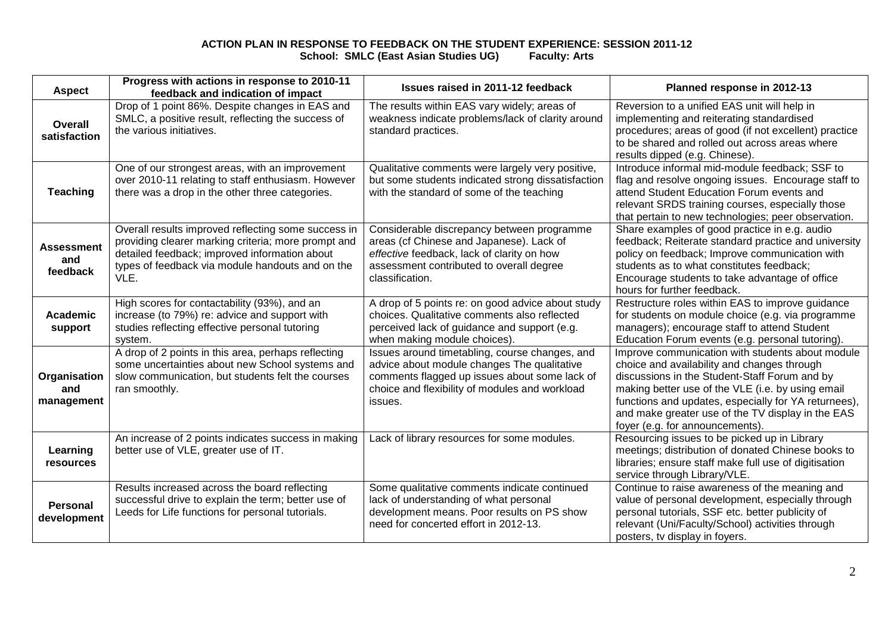**ACTION PLAN IN RESPONSE TO FEEDBACK ON THE STUDENT EXPERIENCE: SESSION 2011-12**
**School: SMLC (East Asian Studies UG) Faculty: Arts**

| Aspect | Progress with actions in response to 2010-11 feedback and indication of impact | Issues raised in 2011-12 feedback | Planned response in 2012-13 |
|---|---|---|---|
| **Overall satisfaction** | Drop of 1 point 86%. Despite changes in EAS and SMLC, a positive result, reflecting the success of the various initiatives. | The results within EAS vary widely; areas of weakness indicate problems/lack of clarity around standard practices. | Reversion to a unified EAS unit will help in implementing and reiterating standardised procedures; areas of good (if not excellent) practice to be shared and rolled out across areas where results dipped (e.g. Chinese). |
| **Teaching** | One of our strongest areas, with an improvement over 2010-11 relating to staff enthusiasm. However there was a drop in the other three categories. | Qualitative comments were largely very positive, but some students indicated strong dissatisfaction with the standard of some of the teaching | Introduce informal mid-module feedback; SSF to flag and resolve ongoing issues. Encourage staff to attend Student Education Forum events and relevant SRDS training courses, especially those that pertain to new technologies; peer observation. |
| **Assessment and feedback** | Overall results improved reflecting some success in providing clearer marking criteria; more prompt and detailed feedback; improved information about types of feedback via module handouts and on the VLE. | Considerable discrepancy between programme areas (cf Chinese and Japanese). Lack of *effective* feedback, lack of clarity on how assessment contributed to overall degree classification. | Share examples of good practice in e.g. audio feedback; Reiterate standard practice and university policy on feedback; Improve communication with students as to what constitutes feedback; Encourage students to take advantage of office hours for further feedback. |
| **Academic support** | High scores for contactability (93%), and an increase (to 79%) re: advice and support with studies reflecting effective personal tutoring system. | A drop of 5 points re: on good advice about study choices. Qualitative comments also reflected perceived lack of guidance and support (e.g. when making module choices). | Restructure roles within EAS to improve guidance for students on module choice (e.g. via programme managers); encourage staff to attend Student Education Forum events (e.g. personal tutoring). |
| **Organisation and management** | A drop of 2 points in this area, perhaps reflecting some uncertainties about new School systems and slow communication, but students felt the courses ran smoothly. | Issues around timetabling, course changes, and advice about module changes The qualitative comments flagged up issues about some lack of choice and flexibility of modules and workload issues. | Improve communication with students about module choice and availability and changes through discussions in the Student-Staff Forum and by making better use of the VLE (i.e. by using email functions and updates, especially for YA returnees), and make greater use of the TV display in the EAS foyer (e.g. for announcements). |
| **Learning resources** | An increase of 2 points indicates success in making better use of VLE, greater use of IT. | Lack of library resources for some modules. | Resourcing issues to be picked up in Library meetings; distribution of donated Chinese books to libraries; ensure staff make full use of digitisation service through Library/VLE. |
| **Personal development** | Results increased across the board reflecting successful drive to explain the term; better use of Leeds for Life functions for personal tutorials. | Some qualitative comments indicate continued lack of understanding of what personal development means. Poor results on PS show need for concerted effort in 2012-13. | Continue to raise awareness of the meaning and value of personal development, especially through personal tutorials, SSF etc. better publicity of relevant (Uni/Faculty/School) activities through posters, tv display in foyers. |